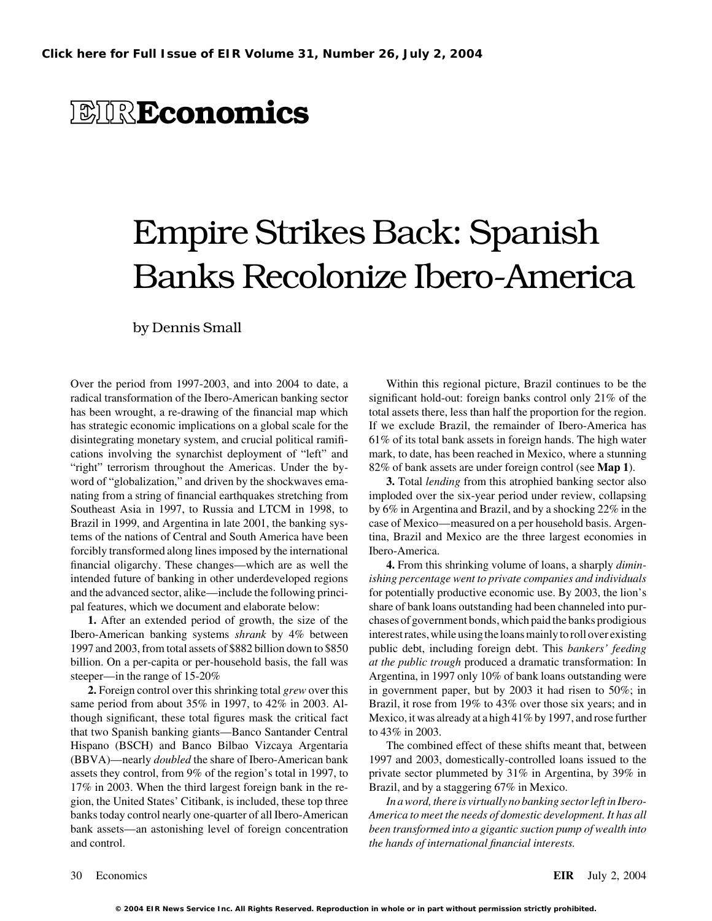# EIR Economics

# Empire Strikes Back: Spanish Banks Recolonize Ibero-America

by Dennis Small

Over the period from 1997-2003, and into 2004 to date, a radical transformation of the Ibero-American banking sector has been wrought, a re-drawing of the financial map which has strategic economic implications on a global scale for the disintegrating monetary system, and crucial political ramifications involving the synarchist deployment of "left" and "right" terrorism throughout the Americas. Under the byword of "globalization," and driven by the shockwaves emanating from a string of financial earthquakes stretching from Southeast Asia in 1997, to Russia and LTCM in 1998, to Brazil in 1999, and Argentina in late 2001, the banking systems of the nations of Central and South America have been forcibly transformed along lines imposed by the international financial oligarchy. These changes—which are as well the intended future of banking in other underdeveloped regions and the advanced sector, alike—include the following principal features, which we document and elaborate below:

**1.** After an extended period of growth, the size of the Ibero-American banking systems *shrank* by 4% between 1997 and 2003, from total assets of $882 billion down to $850 billion. On a per-capita or per-household basis, the fall was steeper—in the range of 15-20%

**2.** Foreign control over this shrinking total *grew* over this same period from about 35% in 1997, to 42% in 2003. Although significant, these total figures mask the critical fact that two Spanish banking giants—Banco Santander Central Hispano (BSCH) and Banco Bilbao Vizcaya Argentaria (BBVA)—nearly *doubled* the share of Ibero-American bank assets they control, from 9% of the region's total in 1997, to 17% in 2003. When the third largest foreign bank in the region, the United States' Citibank, is included, these top three banks today control nearly one-quarter of all Ibero-American bank assets—an astonishing level of foreign concentration and control.

Within this regional picture, Brazil continues to be the significant hold-out: foreign banks control only 21% of the total assets there, less than half the proportion for the region. If we exclude Brazil, the remainder of Ibero-America has 61% of its total bank assets in foreign hands. The high water mark, to date, has been reached in Mexico, where a stunning 82% of bank assets are under foreign control (see **Map 1**).

**3.** Total *lending* from this atrophied banking sector also imploded over the six-year period under review, collapsing by 6% in Argentina and Brazil, and by a shocking 22% in the case of Mexico—measured on a per household basis. Argentina, Brazil and Mexico are the three largest economies in Ibero-America.

**4.** From this shrinking volume of loans, a sharply *diminishing percentage went to private companies and individuals* for potentially productive economic use. By 2003, the lion's share of bank loans outstanding had been channeled into purchases of government bonds, which paid the banks prodigious interest rates, while using the loans mainly to roll over existing public debt, including foreign debt. This *bankers' feeding at the public trough* produced a dramatic transformation: In Argentina, in 1997 only 10% of bank loans outstanding were in government paper, but by 2003 it had risen to 50%; in Brazil, it rose from 19% to 43% over those six years; and in Mexico, it was already at a high 41% by 1997, and rose further to 43% in 2003.

The combined effect of these shifts meant that, between 1997 and 2003, domestically-controlled loans issued to the private sector plummeted by 31% in Argentina, by 39% in Brazil, and by a staggering 67% in Mexico.

*In a word, there is virtually no banking sector left in Ibero-America to meet the needs of domestic development. It has all been transformed into a gigantic suction pump of wealth into the hands of international financial interests.*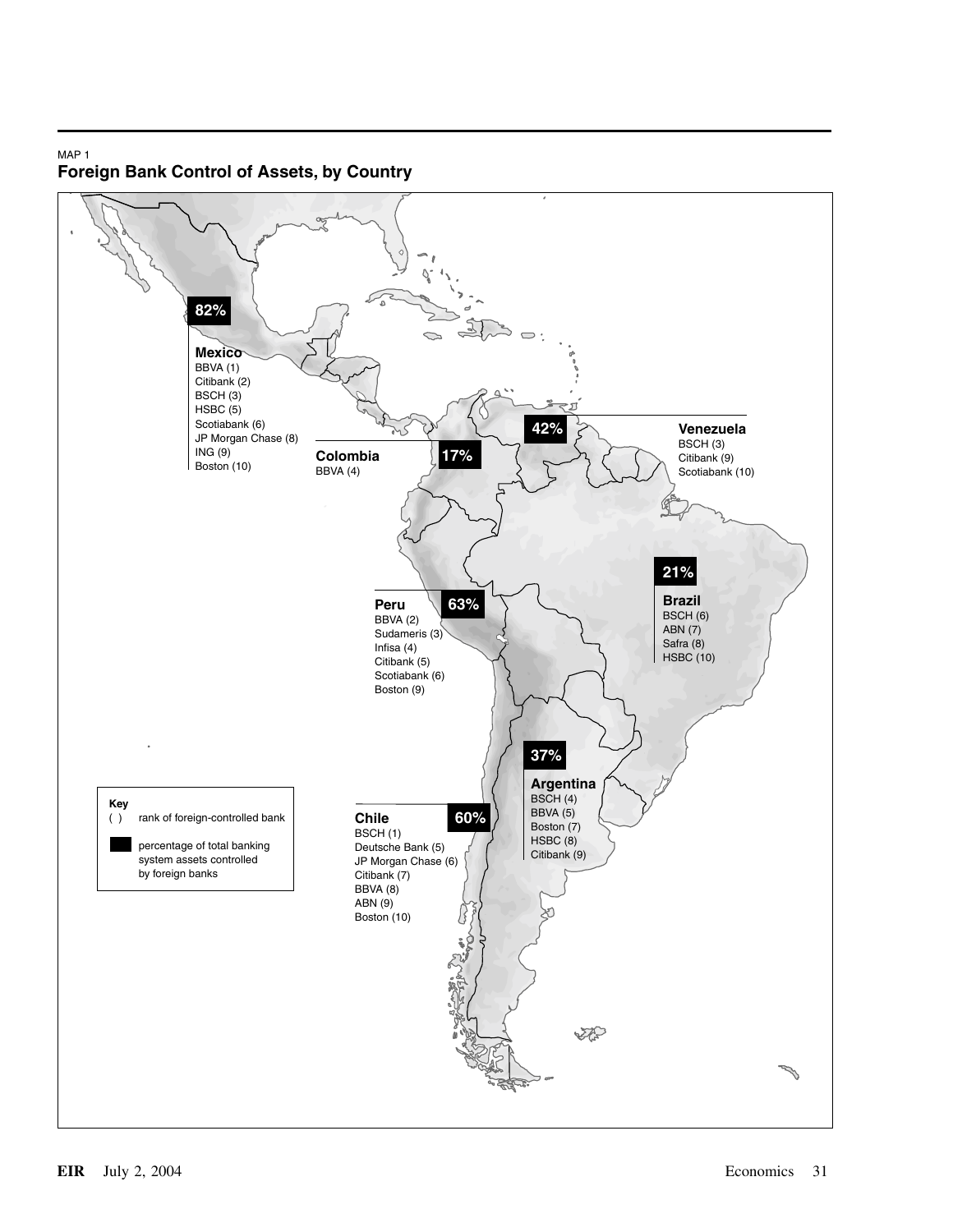MAP 1

## Foreign Bank Control of Assets, by Country

**82%**

**Mexico**
BBVA (1)
Citibank (2)
BSCH (3)
HSBC (5)
Scotiabank (6)
JP Morgan Chase (8)
ING (9)
Boston (10)

**17%**

**Colombia**
BBVA (4)

**42%**

**Venezuela**
BSCH (3)
Citibank (9)
Scotiabank (10)

**21%**

**Brazil**
BSCH (6)
ABN (7)
Safra (8)
HSBC (10)

**63%**

**Peru**
BBVA (2)
Sudameris (3)
Infisa (4)
Citibank (5)
Scotiabank (6)
Boston (9)

**37%**

**Argentina**
BSCH (4)
BBVA (5)
Boston (7)
HSBC (8)
Citibank (9)

**60%**

**Chile**
BSCH (1)
Deutsche Bank (5)
JP Morgan Chase (6)
Citibank (7)
BBVA (8)
ABN (9)
Boston (10)

**Key**
( ) rank of foreign-controlled bank
■ percentage of total banking system assets controlled by foreign banks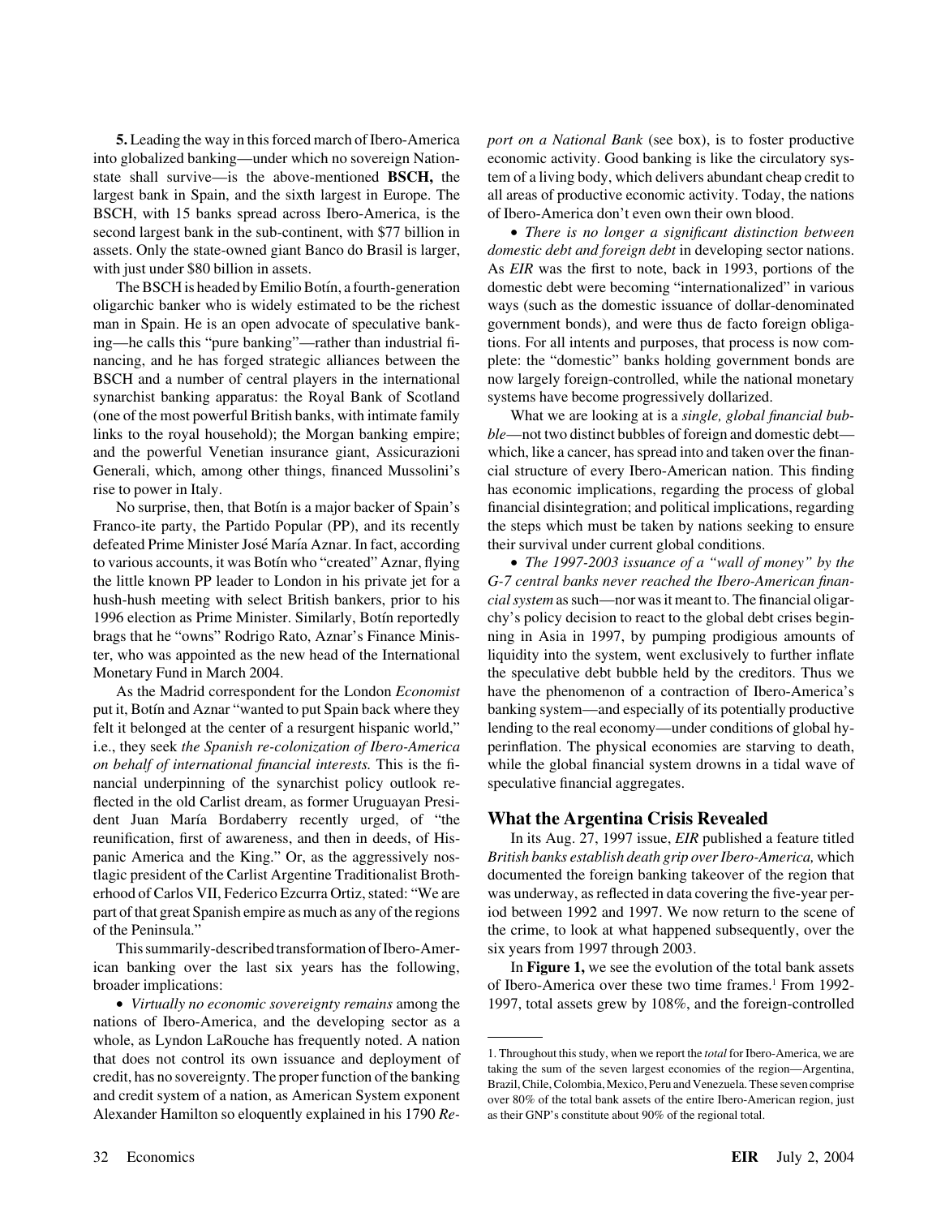**5.** Leading the way in this forced march of Ibero-America into globalized banking—under which no sovereign Nation-state shall survive—is the above-mentioned **BSCH,** the largest bank in Spain, and the sixth largest in Europe. The BSCH, with 15 banks spread across Ibero-America, is the second largest bank in the sub-continent, with $77 billion in assets. Only the state-owned giant Banco do Brasil is larger, with just under $80 billion in assets.

The BSCH is headed by Emilio Botín, a fourth-generation oligarchic banker who is widely estimated to be the richest man in Spain. He is an open advocate of speculative banking—he calls this "pure banking"—rather than industrial financing, and he has forged strategic alliances between the BSCH and a number of central players in the international synarchist banking apparatus: the Royal Bank of Scotland (one of the most powerful British banks, with intimate family links to the royal household); the Morgan banking empire; and the powerful Venetian insurance giant, Assicurazioni Generali, which, among other things, financed Mussolini's rise to power in Italy.

No surprise, then, that Botín is a major backer of Spain's Franco-ite party, the Partido Popular (PP), and its recently defeated Prime Minister José María Aznar. In fact, according to various accounts, it was Botín who "created" Aznar, flying the little known PP leader to London in his private jet for a hush-hush meeting with select British bankers, prior to his 1996 election as Prime Minister. Similarly, Botín reportedly brags that he "owns" Rodrigo Rato, Aznar's Finance Minister, who was appointed as the new head of the International Monetary Fund in March 2004.

As the Madrid correspondent for the London *Economist* put it, Botín and Aznar "wanted to put Spain back where they felt it belonged at the center of a resurgent hispanic world," i.e., they seek *the Spanish re-colonization of Ibero-America on behalf of international financial interests.* This is the financial underpinning of the synarchist policy outlook reflected in the old Carlist dream, as former Uruguayan President Juan María Bordaberry recently urged, of "the reunification, first of awareness, and then in deeds, of Hispanic America and the King." Or, as the aggressively nostlagic president of the Carlist Argentine Traditionalist Brotherhood of Carlos VII, Federico Ezcurra Ortiz, stated: "We are part of that great Spanish empire as much as any of the regions of the Peninsula."

This summarily-described transformation of Ibero-American banking over the last six years has the following, broader implications:

- *Virtually no economic sovereignty remains* among the nations of Ibero-America, and the developing sector as a whole, as Lyndon LaRouche has frequently noted. A nation that does not control its own issuance and deployment of credit, has no sovereignty. The proper function of the banking and credit system of a nation, as American System exponent Alexander Hamilton so eloquently explained in his 1790 *Report on a National Bank* (see box), is to foster productive economic activity. Good banking is like the circulatory system of a living body, which delivers abundant cheap credit to all areas of productive economic activity. Today, the nations of Ibero-America don't even own their own blood.

- *There is no longer a significant distinction between domestic debt and foreign debt* in developing sector nations. As *EIR* was the first to note, back in 1993, portions of the domestic debt were becoming "internationalized" in various ways (such as the domestic issuance of dollar-denominated government bonds), and were thus de facto foreign obligations. For all intents and purposes, that process is now complete: the "domestic" banks holding government bonds are now largely foreign-controlled, while the national monetary systems have become progressively dollarized.

What we are looking at is a *single, global financial bubble*—not two distinct bubbles of foreign and domestic debt—which, like a cancer, has spread into and taken over the financial structure of every Ibero-American nation. This finding has economic implications, regarding the process of global financial disintegration; and political implications, regarding the steps which must be taken by nations seeking to ensure their survival under current global conditions.

- *The 1997-2003 issuance of a "wall of money" by the G-7 central banks never reached the Ibero-American financial system* as such—nor was it meant to. The financial oligarchy's policy decision to react to the global debt crises beginning in Asia in 1997, by pumping prodigious amounts of liquidity into the system, went exclusively to further inflate the speculative debt bubble held by the creditors. Thus we have the phenomenon of a contraction of Ibero-America's banking system—and especially of its potentially productive lending to the real economy—under conditions of global hyperinflation. The physical economies are starving to death, while the global financial system drowns in a tidal wave of speculative financial aggregates.

## What the Argentina Crisis Revealed

In its Aug. 27, 1997 issue, *EIR* published a feature titled *British banks establish death grip over Ibero-America,* which documented the foreign banking takeover of the region that was underway, as reflected in data covering the five-year period between 1992 and 1997. We now return to the scene of the crime, to look at what happened subsequently, over the six years from 1997 through 2003.

In **Figure 1,** we see the evolution of the total bank assets of Ibero-America over these two time frames.[1] From 1992-1997, total assets grew by 108%, and the foreign-controlled

---

1. Throughout this study, when we report the *total* for Ibero-America, we are taking the sum of the seven largest economies of the region—Argentina, Brazil, Chile, Colombia, Mexico, Peru and Venezuela. These seven comprise over 80% of the total bank assets of the entire Ibero-American region, just as their GNP's constitute about 90% of the regional total.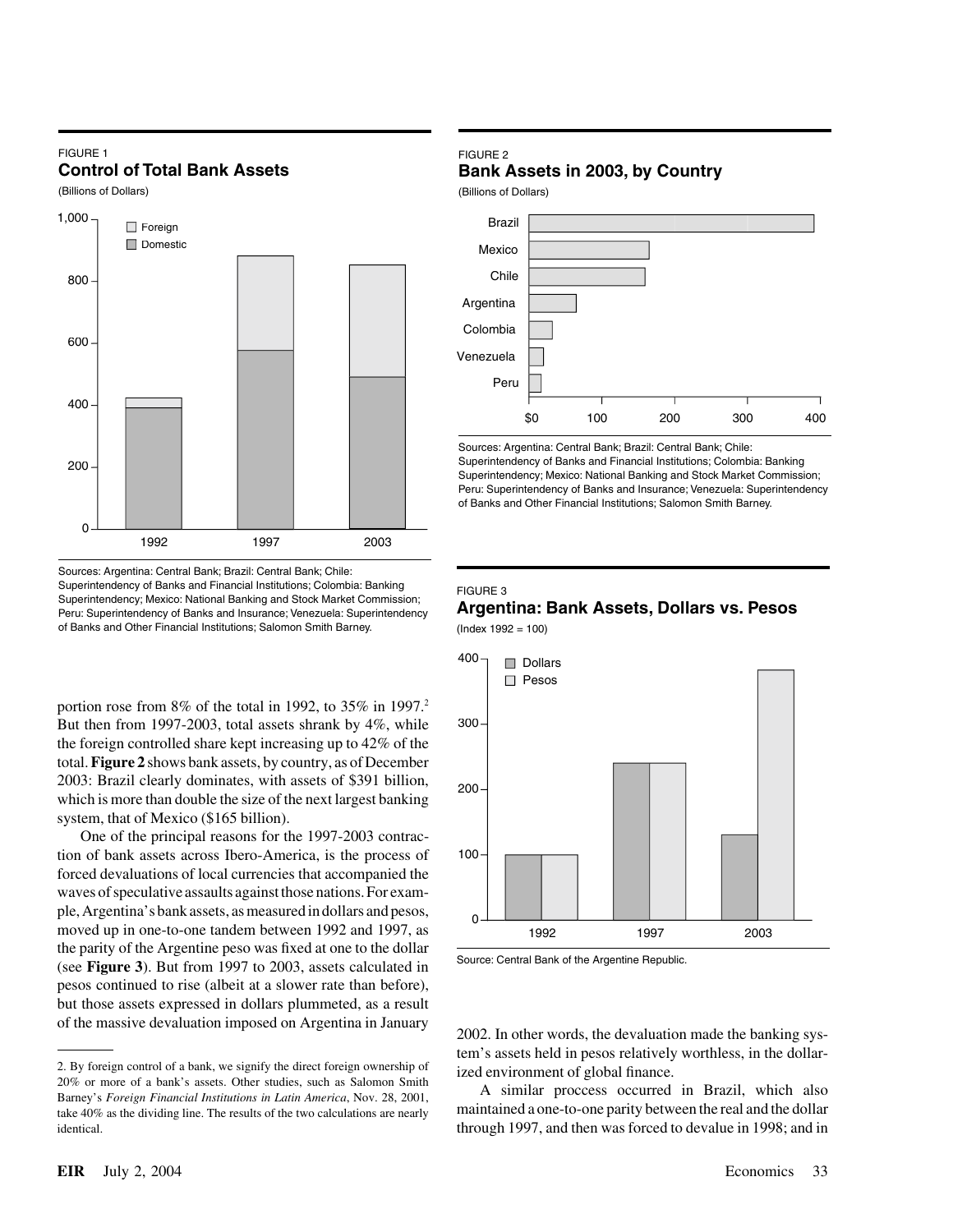FIGURE 1

**Control of Total Bank Assets**

(Billions of Dollars)

Sources: Argentina: Central Bank; Brazil: Central Bank; Chile: Superintendency of Banks and Financial Institutions; Colombia: Banking Superintendency; Mexico: National Banking and Stock Market Commission; Peru: Superintendency of Banks and Insurance; Venezuela: Superintendency of Banks and Other Financial Institutions; Salomon Smith Barney.

FIGURE 2

**Bank Assets in 2003, by Country**

(Billions of Dollars)

Sources: Argentina: Central Bank; Brazil: Central Bank; Chile: Superintendency of Banks and Financial Institutions; Colombia: Banking Superintendency; Mexico: National Banking and Stock Market Commission; Peru: Superintendency of Banks and Insurance; Venezuela: Superintendency of Banks and Other Financial Institutions; Salomon Smith Barney.

FIGURE 3

**Argentina: Bank Assets, Dollars vs. Pesos**

(Index 1992 = 100)

Source: Central Bank of the Argentine Republic.

portion rose from 8% of the total in 1992, to 35% in 1997.[2] But then from 1997-2003, total assets shrank by 4%, while the foreign controlled share kept increasing up to 42% of the total. **Figure 2** shows bank assets, by country, as of December 2003: Brazil clearly dominates, with assets of $391 billion, which is more than double the size of the next largest banking system, that of Mexico ($165 billion).

One of the principal reasons for the 1997-2003 contraction of bank assets across Ibero-America, is the process of forced devaluations of local currencies that accompanied the waves of speculative assaults against those nations. For example, Argentina's bank assets, as measured in dollars and pesos, moved up in one-to-one tandem between 1992 and 1997, as the parity of the Argentine peso was fixed at one to the dollar (see **Figure 3**). But from 1997 to 2003, assets calculated in pesos continued to rise (albeit at a slower rate than before), but those assets expressed in dollars plummeted, as a result of the massive devaluation imposed on Argentina in January 2002. In other words, the devaluation made the banking system's assets held in pesos relatively worthless, in the dollarized environment of global finance.

A similar proccess occurred in Brazil, which also maintained a one-to-one parity between the real and the dollar through 1997, and then was forced to devalue in 1998; and in

2. By foreign control of a bank, we signify the direct foreign ownership of 20% or more of a bank's assets. Other studies, such as Salomon Smith Barney's *Foreign Financial Institutions in Latin America*, Nov. 28, 2001, take 40% as the dividing line. The results of the two calculations are nearly identical.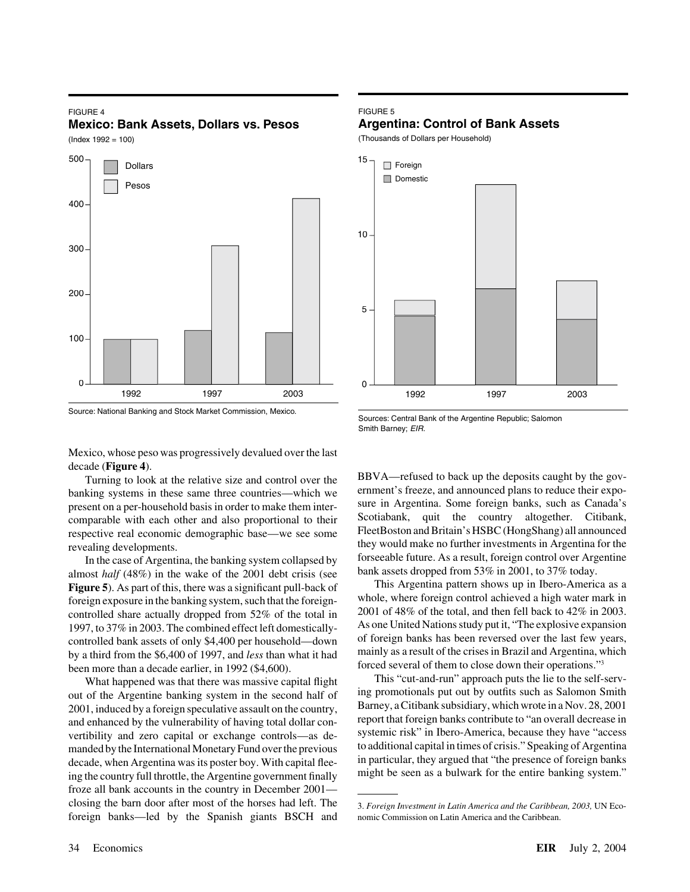FIGURE 4

**Mexico: Bank Assets, Dollars vs. Pesos**

(Index 1992 = 100)

Source: National Banking and Stock Market Commission, Mexico.

FIGURE 5

**Argentina: Control of Bank Assets**

(Thousands of Dollars per Household)

Sources: Central Bank of the Argentine Republic; Salomon Smith Barney; *EIR.*

Mexico, whose peso was progressively devalued over the last decade (**Figure 4**).

Turning to look at the relative size and control over the banking systems in these same three countries—which we present on a per-household basis in order to make them intercomparable with each other and also proportional to their respective real economic demographic base—we see some revealing developments.

In the case of Argentina, the banking system collapsed by almost *half* (48%) in the wake of the 2001 debt crisis (see **Figure 5**). As part of this, there was a significant pull-back of foreign exposure in the banking system, such that the foreign-controlled share actually dropped from 52% of the total in 1997, to 37% in 2003. The combined effect left domestically-controlled bank assets of only $4,400 per household—down by a third from the $6,400 of 1997, and *less* than what it had been more than a decade earlier, in 1992 ($4,600).

What happened was that there was massive capital flight out of the Argentine banking system in the second half of 2001, induced by a foreign speculative assault on the country, and enhanced by the vulnerability of having total dollar convertibility and zero capital or exchange controls—as demanded by the International Monetary Fund over the previous decade, when Argentina was its poster boy. With capital fleeing the country full throttle, the Argentine government finally froze all bank accounts in the country in December 2001—closing the barn door after most of the horses had left. The foreign banks—led by the Spanish giants BSCH and BBVA—refused to back up the deposits caught by the government's freeze, and announced plans to reduce their exposure in Argentina. Some foreign banks, such as Canada's Scotiabank, quit the country altogether. Citibank, FleetBoston and Britain's HSBC (HongShang) all announced they would make no further investments in Argentina for the forseeable future. As a result, foreign control over Argentine bank assets dropped from 53% in 2001, to 37% today.

This Argentina pattern shows up in Ibero-America as a whole, where foreign control achieved a high water mark in 2001 of 48% of the total, and then fell back to 42% in 2003. As one United Nations study put it, "The explosive expansion of foreign banks has been reversed over the last few years, mainly as a result of the crises in Brazil and Argentina, which forced several of them to close down their operations."[3]

This "cut-and-run" approach puts the lie to the self-serving promotionals put out by outfits such as Salomon Smith Barney, a Citibank subsidiary, which wrote in a Nov. 28, 2001 report that foreign banks contribute to "an overall decrease in systemic risk" in Ibero-America, because they have "access to additional capital in times of crisis." Speaking of Argentina in particular, they argued that "the presence of foreign banks might be seen as a bulwark for the entire banking system."

---

3. *Foreign Investment in Latin America and the Caribbean, 2003,* UN Economic Commission on Latin America and the Caribbean.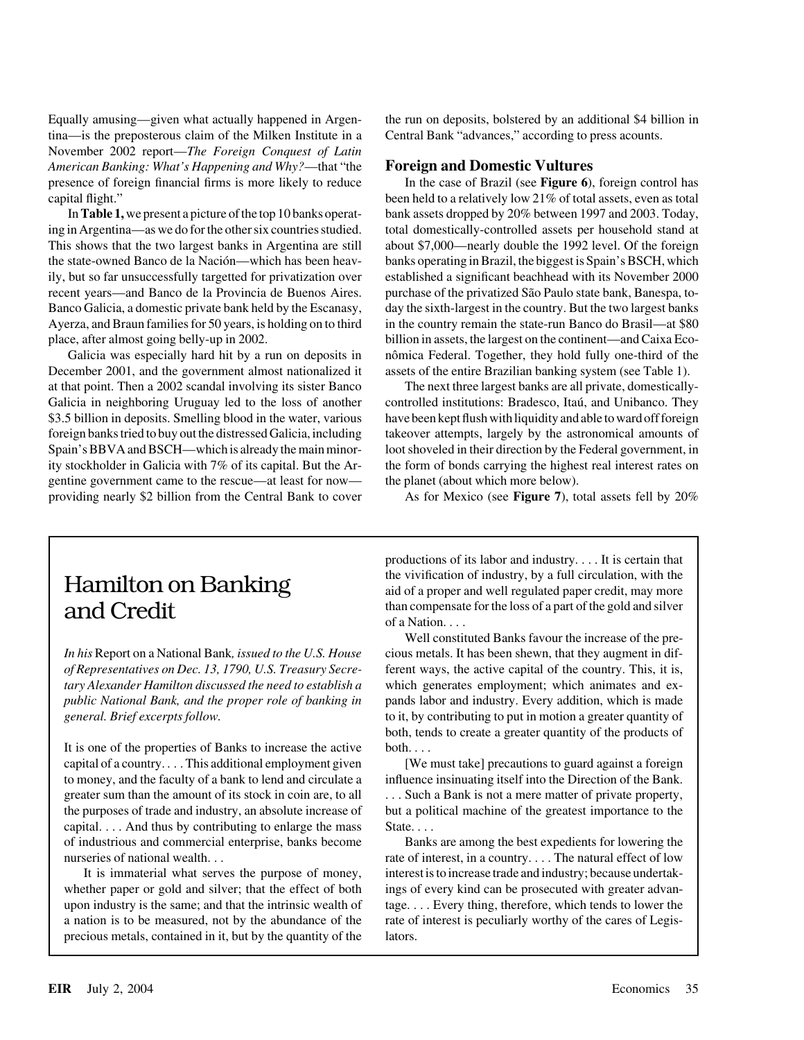Equally amusing—given what actually happened in Argentina—is the preposterous claim of the Milken Institute in a November 2002 report—*The Foreign Conquest of Latin American Banking: What's Happening and Why?*—that "the presence of foreign financial firms is more likely to reduce capital flight."

In **Table 1,** we present a picture of the top 10 banks operating in Argentina—as we do for the other six countries studied. This shows that the two largest banks in Argentina are still the state-owned Banco de la Nación—which has been heavily, but so far unsuccessfully targetted for privatization over recent years—and Banco de la Provincia de Buenos Aires. Banco Galicia, a domestic private bank held by the Escanasy, Ayerza, and Braun families for 50 years, is holding on to third place, after almost going belly-up in 2002.

Galicia was especially hard hit by a run on deposits in December 2001, and the government almost nationalized it at that point. Then a 2002 scandal involving its sister Banco Galicia in neighboring Uruguay led to the loss of another $3.5 billion in deposits. Smelling blood in the water, various foreign banks tried to buy out the distressed Galicia, including Spain's BBVA and BSCH—which is already the main minority stockholder in Galicia with 7% of its capital. But the Argentine government came to the rescue—at least for now—providing nearly $2 billion from the Central Bank to cover the run on deposits, bolstered by an additional $4 billion in Central Bank "advances," according to press acounts.

## Foreign and Domestic Vultures

In the case of Brazil (see **Figure 6**), foreign control has been held to a relatively low 21% of total assets, even as total bank assets dropped by 20% between 1997 and 2003. Today, total domestically-controlled assets per household stand at about $7,000—nearly double the 1992 level. Of the foreign banks operating in Brazil, the biggest is Spain's BSCH, which established a significant beachhead with its November 2000 purchase of the privatized São Paulo state bank, Banespa, today the sixth-largest in the country. But the two largest banks in the country remain the state-run Banco do Brasil—at $80 billion in assets, the largest on the continent—and Caixa Econômica Federal. Together, they hold fully one-third of the assets of the entire Brazilian banking system (see Table 1).

The next three largest banks are all private, domestically-controlled institutions: Bradesco, Itaú, and Unibanco. They have been kept flush with liquidity and able to ward off foreign takeover attempts, largely by the astronomical amounts of loot shoveled in their direction by the Federal government, in the form of bonds carrying the highest real interest rates on the planet (about which more below).

As for Mexico (see **Figure 7**), total assets fell by 20%

---

## Hamilton on Banking and Credit

*In his* Report on a National Bank*, issued to the U.S. House of Representatives on Dec. 13, 1790, U.S. Treasury Secretary Alexander Hamilton discussed the need to establish a public National Bank, and the proper role of banking in general. Brief excerpts follow.*

It is one of the properties of Banks to increase the active capital of a country. . . . This additional employment given to money, and the faculty of a bank to lend and circulate a greater sum than the amount of its stock in coin are, to all the purposes of trade and industry, an absolute increase of capital. . . . And thus by contributing to enlarge the mass of industrious and commercial enterprise, banks become nurseries of national wealth. . .

It is immaterial what serves the purpose of money, whether paper or gold and silver; that the effect of both upon industry is the same; and that the intrinsic wealth of a nation is to be measured, not by the abundance of the precious metals, contained in it, but by the quantity of the productions of its labor and industry. . . . It is certain that the vivification of industry, by a full circulation, with the aid of a proper and well regulated paper credit, may more than compensate for the loss of a part of the gold and silver of a Nation. . . .

Well constituted Banks favour the increase of the precious metals. It has been shewn, that they augment in different ways, the active capital of the country. This, it is, which generates employment; which animates and expands labor and industry. Every addition, which is made to it, by contributing to put in motion a greater quantity of both, tends to create a greater quantity of the products of both. . . .

[We must take] precautions to guard against a foreign influence insinuating itself into the Direction of the Bank. . . . Such a Bank is not a mere matter of private property, but a political machine of the greatest importance to the State. . . .

Banks are among the best expedients for lowering the rate of interest, in a country. . . . The natural effect of low interest is to increase trade and industry; because undertakings of every kind can be prosecuted with greater advantage. . . . Every thing, therefore, which tends to lower the rate of interest is peculiarly worthy of the cares of Legislators.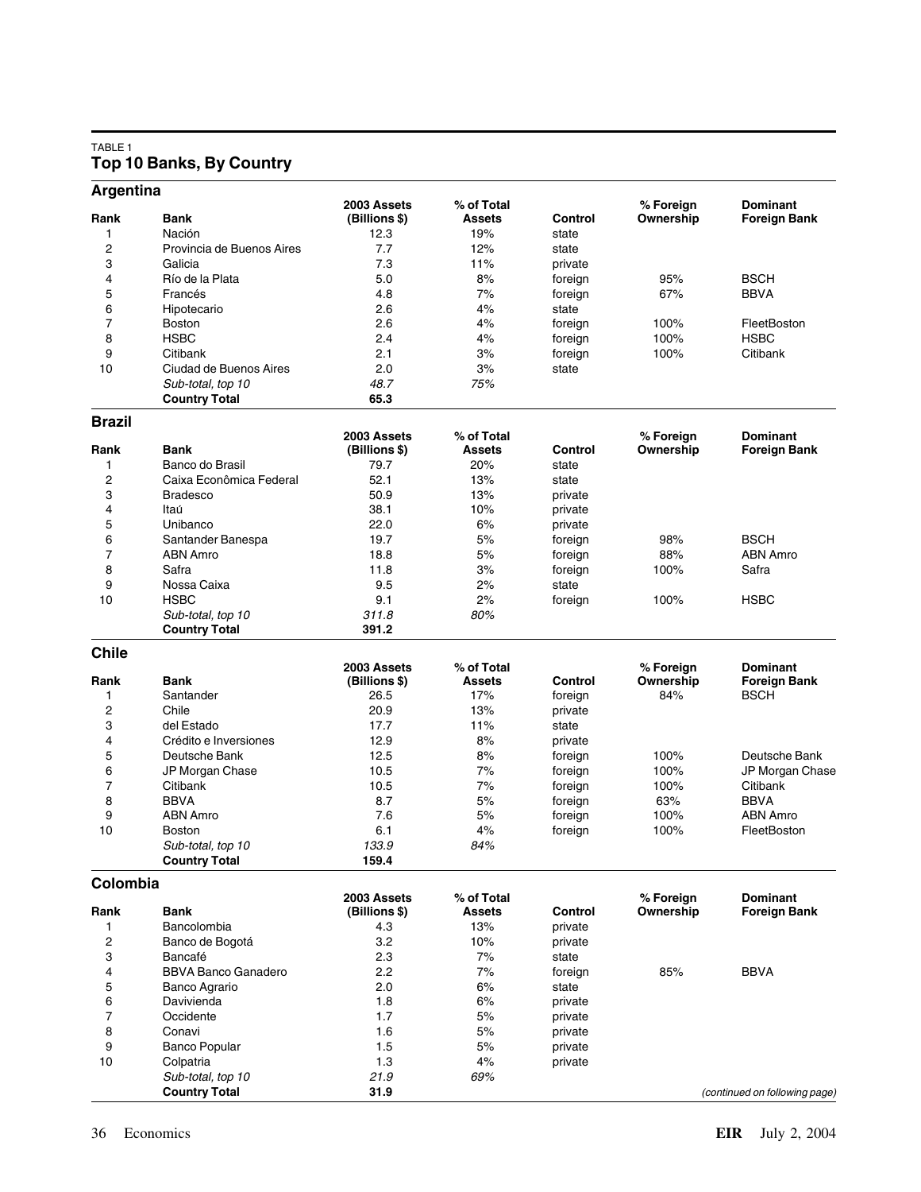TABLE 1

## Top 10 Banks, By Country

### Argentina

| Rank | Bank | 2003 Assets (Billions $) | % of Total Assets | Control | % Foreign Ownership | Dominant Foreign Bank |
|---|---|---|---|---|---|---|
| 1 | Nación | 12.3 | 19% | state | | |
| 2 | Provincia de Buenos Aires | 7.7 | 12% | state | | |
| 3 | Galicia | 7.3 | 11% | private | | |
| 4 | Río de la Plata | 5.0 | 8% | foreign | 95% | BSCH |
| 5 | Francés | 4.8 | 7% | foreign | 67% | BBVA |
| 6 | Hipotecario | 2.6 | 4% | state | | |
| 7 | Boston | 2.6 | 4% | foreign | 100% | FleetBoston |
| 8 | HSBC | 2.4 | 4% | foreign | 100% | HSBC |
| 9 | Citibank | 2.1 | 3% | foreign | 100% | Citibank |
| 10 | Ciudad de Buenos Aires | 2.0 | 3% | state | | |
| | *Sub-total, top 10* | *48.7* | *75%* | | | |
| | **Country Total** | **65.3** | | | | |

### Brazil

| Rank | Bank | 2003 Assets (Billions $) | % of Total Assets | Control | % Foreign Ownership | Dominant Foreign Bank |
|---|---|---|---|---|---|---|
| 1 | Banco do Brasil | 79.7 | 20% | state | | |
| 2 | Caixa Econômica Federal | 52.1 | 13% | state | | |
| 3 | Bradesco | 50.9 | 13% | private | | |
| 4 | Itaú | 38.1 | 10% | private | | |
| 5 | Unibanco | 22.0 | 6% | private | | |
| 6 | Santander Banespa | 19.7 | 5% | foreign | 98% | BSCH |
| 7 | ABN Amro | 18.8 | 5% | foreign | 88% | ABN Amro |
| 8 | Safra | 11.8 | 3% | foreign | 100% | Safra |
| 9 | Nossa Caixa | 9.5 | 2% | state | | |
| 10 | HSBC | 9.1 | 2% | foreign | 100% | HSBC |
| | *Sub-total, top 10* | *311.8* | *80%* | | | |
| | **Country Total** | **391.2** | | | | |

### Chile

| Rank | Bank | 2003 Assets (Billions $) | % of Total Assets | Control | % Foreign Ownership | Dominant Foreign Bank |
|---|---|---|---|---|---|---|
| 1 | Santander | 26.5 | 17% | foreign | 84% | BSCH |
| 2 | Chile | 20.9 | 13% | private | | |
| 3 | del Estado | 17.7 | 11% | state | | |
| 4 | Crédito e Inversiones | 12.9 | 8% | private | | |
| 5 | Deutsche Bank | 12.5 | 8% | foreign | 100% | Deutsche Bank |
| 6 | JP Morgan Chase | 10.5 | 7% | foreign | 100% | JP Morgan Chase |
| 7 | Citibank | 10.5 | 7% | foreign | 100% | Citibank |
| 8 | BBVA | 8.7 | 5% | foreign | 63% | BBVA |
| 9 | ABN Amro | 7.6 | 5% | foreign | 100% | ABN Amro |
| 10 | Boston | 6.1 | 4% | foreign | 100% | FleetBoston |
| | *Sub-total, top 10* | *133.9* | *84%* | | | |
| | **Country Total** | **159.4** | | | | |

### Colombia

| Rank | Bank | 2003 Assets (Billions $) | % of Total Assets | Control | % Foreign Ownership | Dominant Foreign Bank |
|---|---|---|---|---|---|---|
| 1 | Bancolombia | 4.3 | 13% | private | | |
| 2 | Banco de Bogotá | 3.2 | 10% | private | | |
| 3 | Bancafé | 2.3 | 7% | state | | |
| 4 | BBVA Banco Ganadero | 2.2 | 7% | foreign | 85% | BBVA |
| 5 | Banco Agrario | 2.0 | 6% | state | | |
| 6 | Davivienda | 1.8 | 6% | private | | |
| 7 | Occidente | 1.7 | 5% | private | | |
| 8 | Conavi | 1.6 | 5% | private | | |
| 9 | Banco Popular | 1.5 | 5% | private | | |
| 10 | Colpatria | 1.3 | 4% | private | | |
| | *Sub-total, top 10* | *21.9* | *69%* | | | |
| | **Country Total** | **31.9** | | | | |

*(continued on following page)*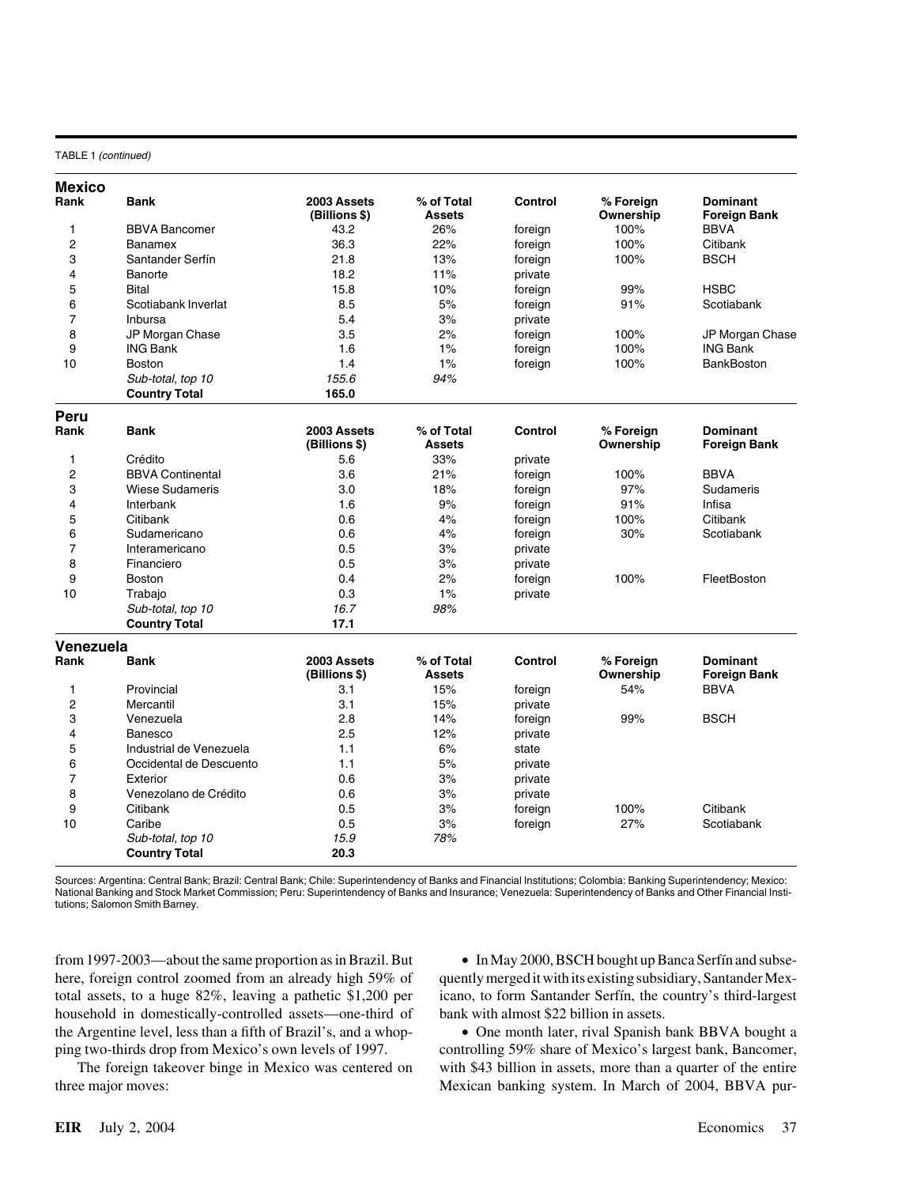TABLE 1 *(continued)*

**Mexico**

| Rank | Bank | 2003 Assets (Billions $) | % of Total Assets | Control | % Foreign Ownership | Dominant Foreign Bank |
|---|---|---|---|---|---|---|
| 1 | BBVA Bancomer | 43.2 | 26% | foreign | 100% | BBVA |
| 2 | Banamex | 36.3 | 22% | foreign | 100% | Citibank |
| 3 | Santander Serfín | 21.8 | 13% | foreign | 100% | BSCH |
| 4 | Banorte | 18.2 | 11% | private | | |
| 5 | Bital | 15.8 | 10% | foreign | 99% | HSBC |
| 6 | Scotiabank Inverlat | 8.5 | 5% | foreign | 91% | Scotiabank |
| 7 | Inbursa | 5.4 | 3% | private | | |
| 8 | JP Morgan Chase | 3.5 | 2% | foreign | 100% | JP Morgan Chase |
| 9 | ING Bank | 1.6 | 1% | foreign | 100% | ING Bank |
| 10 | Boston | 1.4 | 1% | foreign | 100% | BankBoston |
| | *Sub-total, top 10* | *155.6* | *94%* | | | |
| | **Country Total** | **165.0** | | | | |

**Peru**

| Rank | Bank | 2003 Assets (Billions $) | % of Total Assets | Control | % Foreign Ownership | Dominant Foreign Bank |
|---|---|---|---|---|---|---|
| 1 | Crédito | 5.6 | 33% | private | | |
| 2 | BBVA Continental | 3.6 | 21% | foreign | 100% | BBVA |
| 3 | Wiese Sudameris | 3.0 | 18% | foreign | 97% | Sudameris |
| 4 | Interbank | 1.6 | 9% | foreign | 91% | Infisa |
| 5 | Citibank | 0.6 | 4% | foreign | 100% | Citibank |
| 6 | Sudamericano | 0.6 | 4% | foreign | 30% | Scotiabank |
| 7 | Interamericano | 0.5 | 3% | private | | |
| 8 | Financiero | 0.5 | 3% | private | | |
| 9 | Boston | 0.4 | 2% | foreign | 100% | FleetBoston |
| 10 | Trabajo | 0.3 | 1% | private | | |
| | *Sub-total, top 10* | *16.7* | *98%* | | | |
| | **Country Total** | **17.1** | | | | |

**Venezuela**

| Rank | Bank | 2003 Assets (Billions $) | % of Total Assets | Control | % Foreign Ownership | Dominant Foreign Bank |
|---|---|---|---|---|---|---|
| 1 | Provincial | 3.1 | 15% | foreign | 54% | BBVA |
| 2 | Mercantil | 3.1 | 15% | private | | |
| 3 | Venezuela | 2.8 | 14% | foreign | 99% | BSCH |
| 4 | Banesco | 2.5 | 12% | private | | |
| 5 | Industrial de Venezuela | 1.1 | 6% | state | | |
| 6 | Occidental de Descuento | 1.1 | 5% | private | | |
| 7 | Exterior | 0.6 | 3% | private | | |
| 8 | Venezolano de Crédito | 0.6 | 3% | private | | |
| 9 | Citibank | 0.5 | 3% | foreign | 100% | Citibank |
| 10 | Caribe | 0.5 | 3% | foreign | 27% | Scotiabank |
| | *Sub-total, top 10* | *15.9* | *78%* | | | |
| | **Country Total** | **20.3** | | | | |

Sources: Argentina: Central Bank; Brazil: Central Bank; Chile: Superintendency of Banks and Financial Institutions; Colombia: Banking Superintendency; Mexico: National Banking and Stock Market Commission; Peru: Superintendency of Banks and Insurance; Venezuela: Superintendency of Banks and Other Financial Institutions; Salomon Smith Barney.

from 1997-2003—about the same proportion as in Brazil. But here, foreign control zoomed from an already high 59% of total assets, to a huge 82%, leaving a pathetic $1,200 per household in domestically-controlled assets—one-third of the Argentine level, less than a fifth of Brazil's, and a whopping two-thirds drop from Mexico's own levels of 1997.

The foreign takeover binge in Mexico was centered on three major moves:

- In May 2000, BSCH bought up Banca Serfín and subsequently merged it with its existing subsidiary, Santander Mexicano, to form Santander Serfín, the country's third-largest bank with almost $22 billion in assets.

- One month later, rival Spanish bank BBVA bought a controlling 59% share of Mexico's largest bank, Bancomer, with $43 billion in assets, more than a quarter of the entire Mexican banking system. In March of 2004, BBVA pur-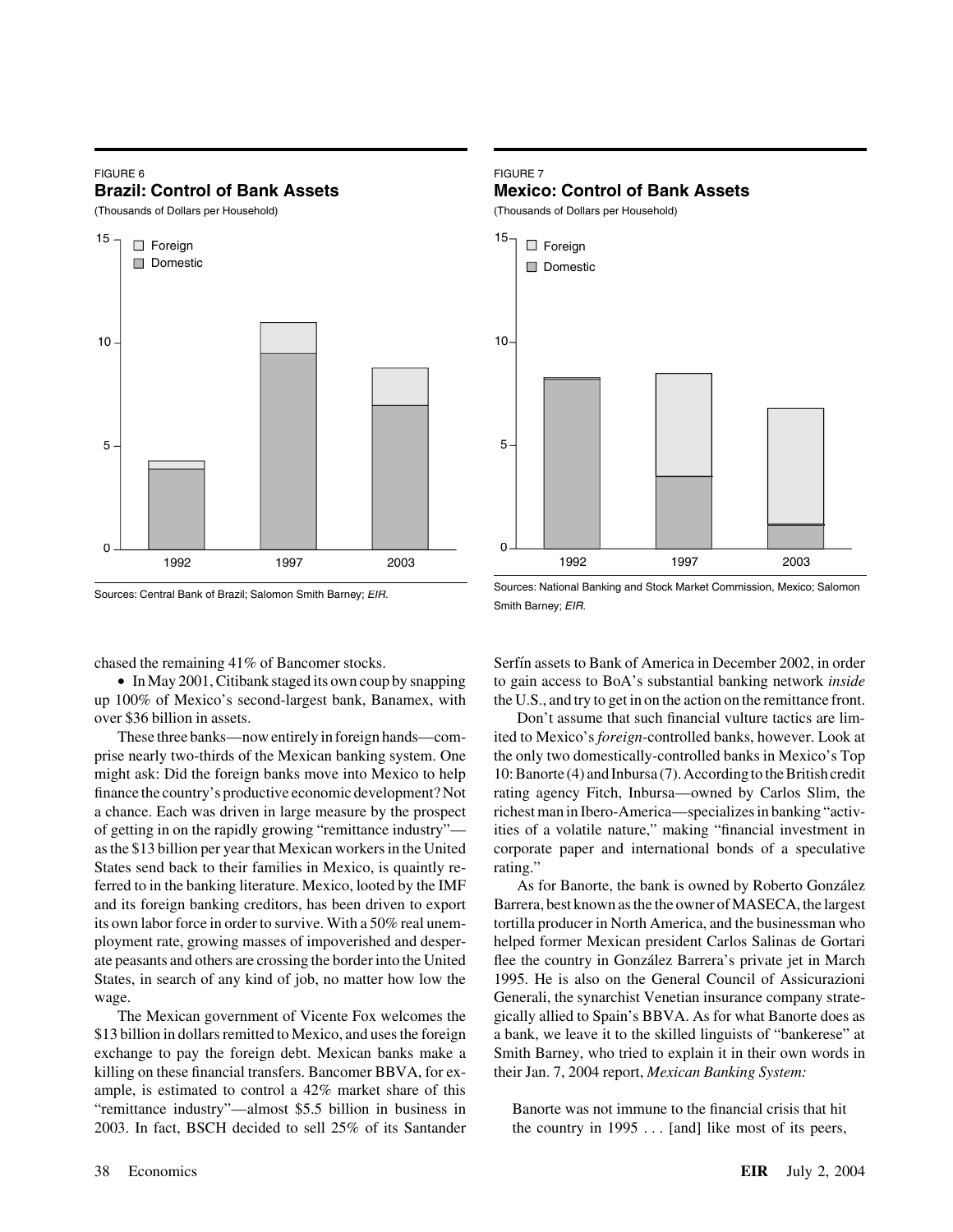FIGURE 6

**Brazil: Control of Bank Assets**

(Thousands of Dollars per Household)

Sources: Central Bank of Brazil; Salomon Smith Barney; *EIR.*

FIGURE 7

**Mexico: Control of Bank Assets**

(Thousands of Dollars per Household)

Sources: National Banking and Stock Market Commission, Mexico; Salomon Smith Barney; *EIR.*

chased the remaining 41% of Bancomer stocks.

- In May 2001, Citibank staged its own coup by snapping up 100% of Mexico's second-largest bank, Banamex, with over $36 billion in assets.

These three banks—now entirely in foreign hands—comprise nearly two-thirds of the Mexican banking system. One might ask: Did the foreign banks move into Mexico to help finance the country's productive economic development? Not a chance. Each was driven in large measure by the prospect of getting in on the rapidly growing "remittance industry"—as the $13 billion per year that Mexican workers in the United States send back to their families in Mexico, is quaintly referred to in the banking literature. Mexico, looted by the IMF and its foreign banking creditors, has been driven to export its own labor force in order to survive. With a 50% real unemployment rate, growing masses of impoverished and desperate peasants and others are crossing the border into the United States, in search of any kind of job, no matter how low the wage.

The Mexican government of Vicente Fox welcomes the $13 billion in dollars remitted to Mexico, and uses the foreign exchange to pay the foreign debt. Mexican banks make a killing on these financial transfers. Bancomer BBVA, for example, is estimated to control a 42% market share of this "remittance industry"—almost $5.5 billion in business in 2003. In fact, BSCH decided to sell 25% of its Santander Serfín assets to Bank of America in December 2002, in order to gain access to BoA's substantial banking network *inside* the U.S., and try to get in on the action on the remittance front.

Don't assume that such financial vulture tactics are limited to Mexico's *foreign*-controlled banks, however. Look at the only two domestically-controlled banks in Mexico's Top 10: Banorte (4) and Inbursa (7). According to the British credit rating agency Fitch, Inbursa—owned by Carlos Slim, the richest man in Ibero-America—specializes in banking "activities of a volatile nature," making "financial investment in corporate paper and international bonds of a speculative rating."

As for Banorte, the bank is owned by Roberto González Barrera, best known as the the owner of MASECA, the largest tortilla producer in North America, and the businessman who helped former Mexican president Carlos Salinas de Gortari flee the country in González Barrera's private jet in March 1995. He is also on the General Council of Assicurazioni Generali, the synarchist Venetian insurance company strategically allied to Spain's BBVA. As for what Banorte does as a bank, we leave it to the skilled linguists of "bankerese" at Smith Barney, who tried to explain it in their own words in their Jan. 7, 2004 report, *Mexican Banking System:*

> Banorte was not immune to the financial crisis that hit the country in 1995 . . . [and] like most of its peers,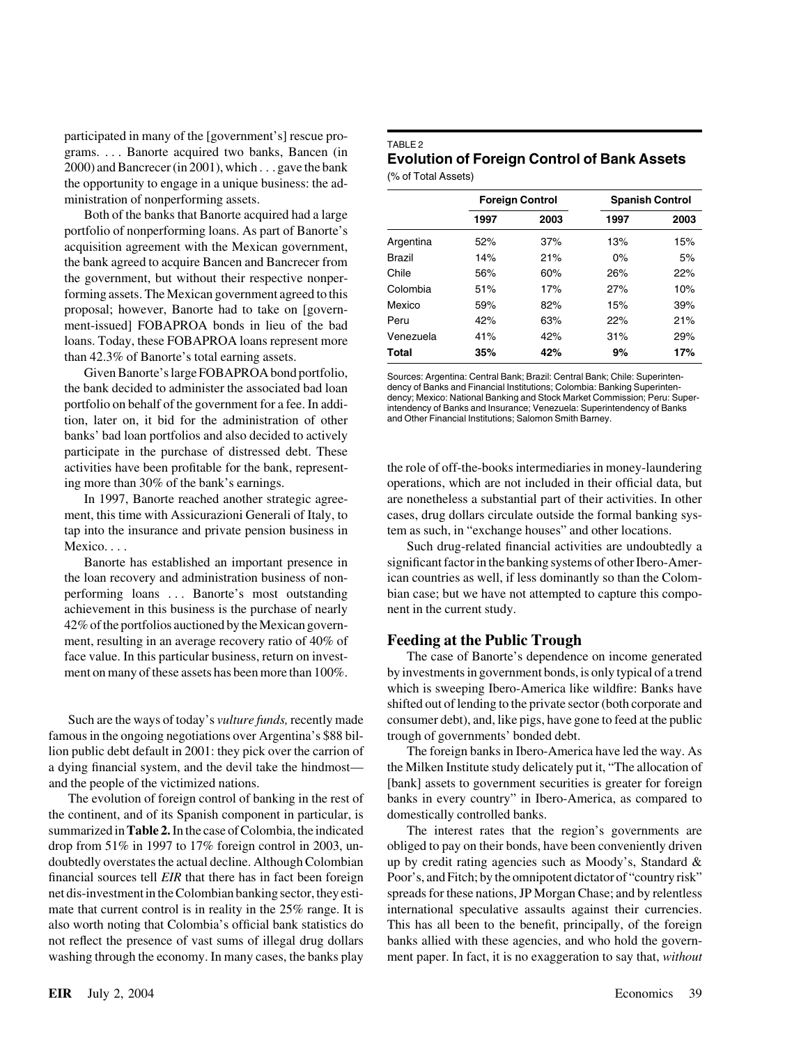participated in many of the [government's] rescue programs. . . . Banorte acquired two banks, Bancen (in 2000) and Bancrecer (in 2001), which . . . gave the bank the opportunity to engage in a unique business: the administration of nonperforming assets.

Both of the banks that Banorte acquired had a large portfolio of nonperforming loans. As part of Banorte's acquisition agreement with the Mexican government, the bank agreed to acquire Bancen and Bancrecer from the government, but without their respective nonperforming assets. The Mexican government agreed to this proposal; however, Banorte had to take on [government-issued] FOBAPROA bonds in lieu of the bad loans. Today, these FOBAPROA loans represent more than 42.3% of Banorte's total earning assets.

Given Banorte's large FOBAPROA bond portfolio, the bank decided to administer the associated bad loan portfolio on behalf of the government for a fee. In addition, later on, it bid for the administration of other banks' bad loan portfolios and also decided to actively participate in the purchase of distressed debt. These activities have been profitable for the bank, representing more than 30% of the bank's earnings.

In 1997, Banorte reached another strategic agreement, this time with Assicurazioni Generali of Italy, to tap into the insurance and private pension business in Mexico. . . .

Banorte has established an important presence in the loan recovery and administration business of nonperforming loans . . . Banorte's most outstanding achievement in this business is the purchase of nearly 42% of the portfolios auctioned by the Mexican government, resulting in an average recovery ratio of 40% of face value. In this particular business, return on investment on many of these assets has been more than 100%.

Such are the ways of today's *vulture funds,* recently made famous in the ongoing negotiations over Argentina's $88 billion public debt default in 2001: they pick over the carrion of a dying financial system, and the devil take the hindmost—and the people of the victimized nations.

The evolution of foreign control of banking in the rest of the continent, and of its Spanish component in particular, is summarized in **Table 2.** In the case of Colombia, the indicated drop from 51% in 1997 to 17% foreign control in 2003, undoubtedly overstates the actual decline. Although Colombian financial sources tell *EIR* that there has in fact been foreign net dis-investment in the Colombian banking sector, they estimate that current control is in reality in the 25% range. It is also worth noting that Colombia's official bank statistics do not reflect the presence of vast sums of illegal drug dollars washing through the economy. In many cases, the banks play the role of off-the-books intermediaries in money-laundering operations, which are not included in their official data, but are nonetheless a substantial part of their activities. In other cases, drug dollars circulate outside the formal banking system as such, in "exchange houses" and other locations.

Such drug-related financial activities are undoubtedly a significant factor in the banking systems of other Ibero-American countries as well, if less dominantly so than the Colombian case; but we have not attempted to capture this component in the current study.

TABLE 2
**Evolution of Foreign Control of Bank Assets**
(% of Total Assets)

| | Foreign Control | | Spanish Control | |
|---|---|---|---|---|
| | 1997 | 2003 | 1997 | 2003 |
| Argentina | 52% | 37% | 13% | 15% |
| Brazil | 14% | 21% | 0% | 5% |
| Chile | 56% | 60% | 26% | 22% |
| Colombia | 51% | 17% | 27% | 10% |
| Mexico | 59% | 82% | 15% | 39% |
| Peru | 42% | 63% | 22% | 21% |
| Venezuela | 41% | 42% | 31% | 29% |
| **Total** | **35%** | **42%** | **9%** | **17%** |

Sources: Argentina: Central Bank; Brazil: Central Bank; Chile: Superintendency of Banks and Financial Institutions; Colombia: Banking Superintendency; Mexico: National Banking and Stock Market Commission; Peru: Superintendency of Banks and Insurance; Venezuela: Superintendency of Banks and Other Financial Institutions; Salomon Smith Barney.

## Feeding at the Public Trough

The case of Banorte's dependence on income generated by investments in government bonds, is only typical of a trend which is sweeping Ibero-America like wildfire: Banks have shifted out of lending to the private sector (both corporate and consumer debt), and, like pigs, have gone to feed at the public trough of governments' bonded debt.

The foreign banks in Ibero-America have led the way. As the Milken Institute study delicately put it, "The allocation of [bank] assets to government securities is greater for foreign banks in every country" in Ibero-America, as compared to domestically controlled banks.

The interest rates that the region's governments are obliged to pay on their bonds, have been conveniently driven up by credit rating agencies such as Moody's, Standard & Poor's, and Fitch; by the omnipotent dictator of "country risk" spreads for these nations, JP Morgan Chase; and by relentless international speculative assaults against their currencies. This has all been to the benefit, principally, of the foreign banks allied with these agencies, and who hold the government paper. In fact, it is no exaggeration to say that, *without*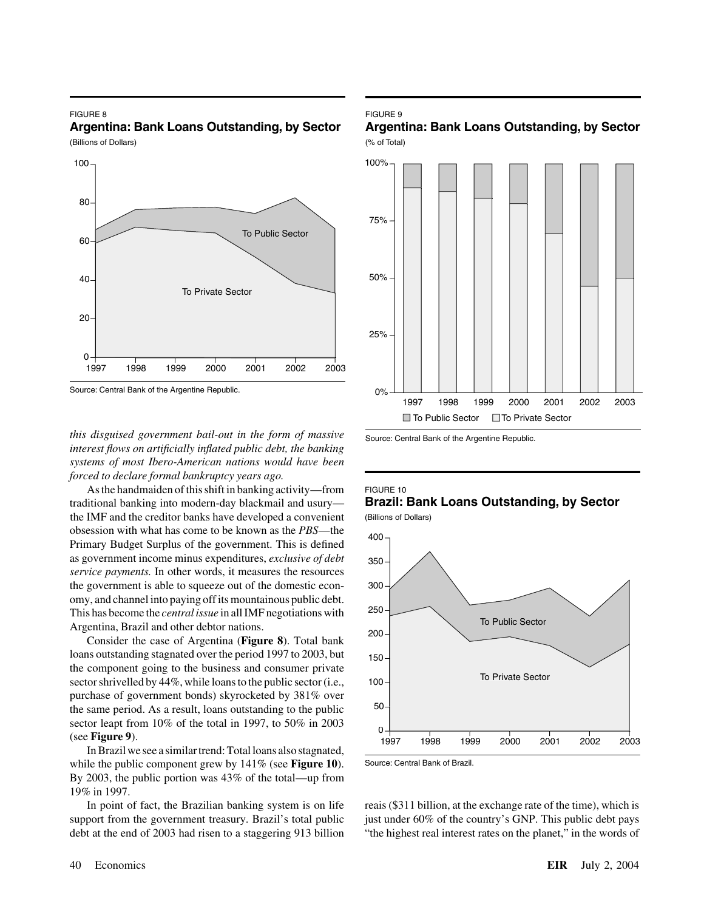FIGURE 8

**Argentina: Bank Loans Outstanding, by Sector**

(Billions of Dollars)

Source: Central Bank of the Argentine Republic.

FIGURE 9

**Argentina: Bank Loans Outstanding, by Sector**

(% of Total)

Source: Central Bank of the Argentine Republic.

*this disguised government bail-out in the form of massive interest flows on artificially inflated public debt, the banking systems of most Ibero-American nations would have been forced to declare formal bankruptcy years ago.*

As the handmaiden of this shift in banking activity—from traditional banking into modern-day blackmail and usury—the IMF and the creditor banks have developed a convenient obsession with what has come to be known as the *PBS*—the Primary Budget Surplus of the government. This is defined as government income minus expenditures, *exclusive of debt service payments.* In other words, it measures the resources the government is able to squeeze out of the domestic economy, and channel into paying off its mountainous public debt. This has become the *central issue* in all IMF negotiations with Argentina, Brazil and other debtor nations.

Consider the case of Argentina (**Figure 8**). Total bank loans outstanding stagnated over the period 1997 to 2003, but the component going to the business and consumer private sector shrivelled by 44%, while loans to the public sector (i.e., purchase of government bonds) skyrocketed by 381% over the same period. As a result, loans outstanding to the public sector leapt from 10% of the total in 1997, to 50% in 2003 (see **Figure 9**).

In Brazil we see a similar trend: Total loans also stagnated, while the public component grew by 141% (see **Figure 10**). By 2003, the public portion was 43% of the total—up from 19% in 1997.

In point of fact, the Brazilian banking system is on life support from the government treasury. Brazil's total public debt at the end of 2003 had risen to a staggering 913 billion reais ($311 billion, at the exchange rate of the time), which is just under 60% of the country's GNP. This public debt pays "the highest real interest rates on the planet," in the words of

FIGURE 10

**Brazil: Bank Loans Outstanding, by Sector**

(Billions of Dollars)

Source: Central Bank of Brazil.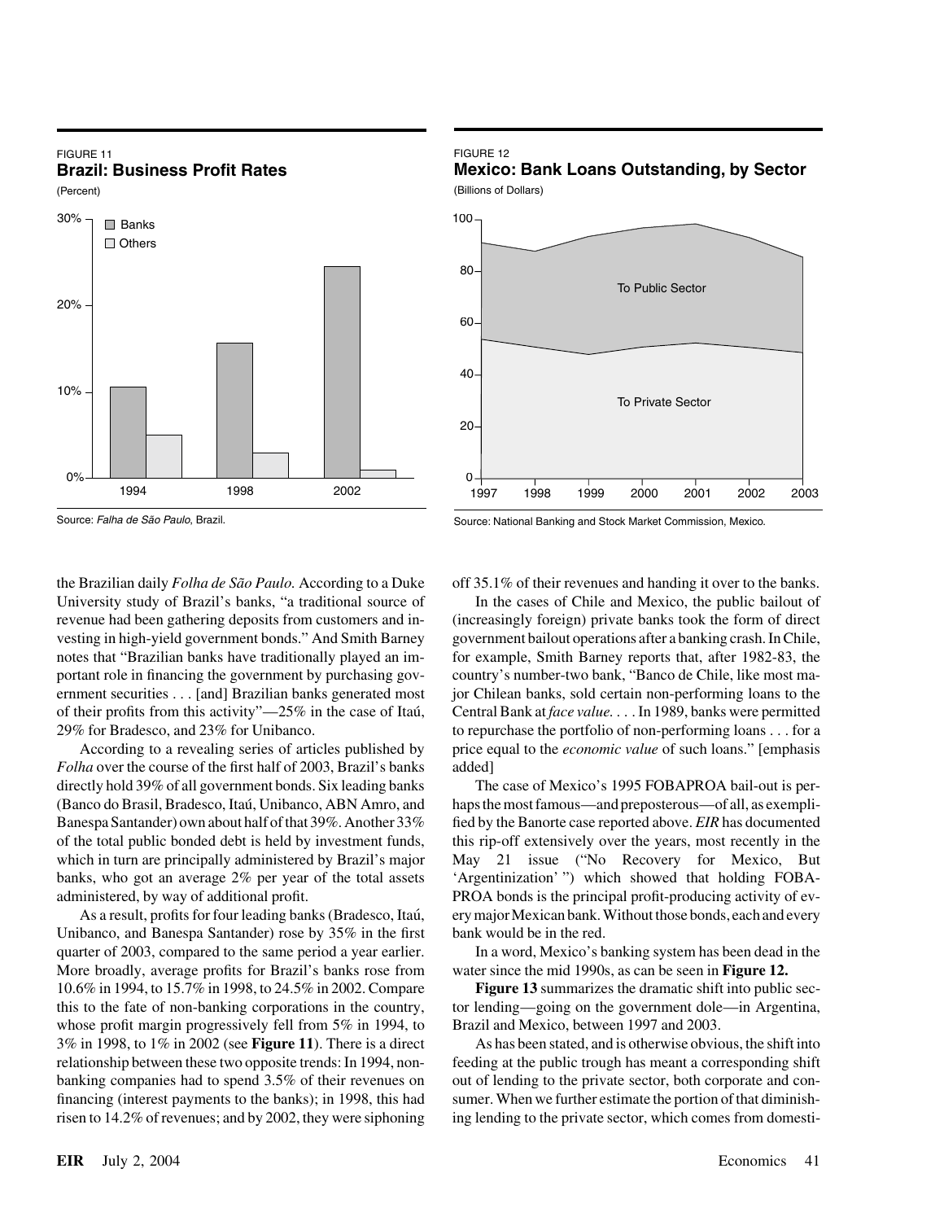FIGURE 11

**Brazil: Business Profit Rates**

(Percent)

Source: *Falha de São Paulo*, Brazil.

FIGURE 12

**Mexico: Bank Loans Outstanding, by Sector**

(Billions of Dollars)

Source: National Banking and Stock Market Commission, Mexico.

the Brazilian daily *Folha de São Paulo*. According to a Duke University study of Brazil's banks, "a traditional source of revenue had been gathering deposits from customers and investing in high-yield government bonds." And Smith Barney notes that "Brazilian banks have traditionally played an important role in financing the government by purchasing government securities . . . [and] Brazilian banks generated most of their profits from this activity"—25% in the case of Itaú, 29% for Bradesco, and 23% for Unibanco.

According to a revealing series of articles published by *Folha* over the course of the first half of 2003, Brazil's banks directly hold 39% of all government bonds. Six leading banks (Banco do Brasil, Bradesco, Itaú, Unibanco, ABN Amro, and Banespa Santander) own about half of that 39%. Another 33% of the total public bonded debt is held by investment funds, which in turn are principally administered by Brazil's major banks, who got an average 2% per year of the total assets administered, by way of additional profit.

As a result, profits for four leading banks (Bradesco, Itaú, Unibanco, and Banespa Santander) rose by 35% in the first quarter of 2003, compared to the same period a year earlier. More broadly, average profits for Brazil's banks rose from 10.6% in 1994, to 15.7% in 1998, to 24.5% in 2002. Compare this to the fate of non-banking corporations in the country, whose profit margin progressively fell from 5% in 1994, to 3% in 1998, to 1% in 2002 (see **Figure 11**). There is a direct relationship between these two opposite trends: In 1994, non-banking companies had to spend 3.5% of their revenues on financing (interest payments to the banks); in 1998, this had risen to 14.2% of revenues; and by 2002, they were siphoning off 35.1% of their revenues and handing it over to the banks.

In the cases of Chile and Mexico, the public bailout of (increasingly foreign) private banks took the form of direct government bailout operations after a banking crash. In Chile, for example, Smith Barney reports that, after 1982-83, the country's number-two bank, "Banco de Chile, like most major Chilean banks, sold certain non-performing loans to the Central Bank at *face value*. . . . In 1989, banks were permitted to repurchase the portfolio of non-performing loans . . . for a price equal to the *economic value* of such loans." [emphasis added]

The case of Mexico's 1995 FOBAPROA bail-out is perhaps the most famous—and preposterous—of all, as exemplified by the Banorte case reported above. *EIR* has documented this rip-off extensively over the years, most recently in the May 21 issue ("No Recovery for Mexico, But 'Argentinization' ") which showed that holding FOBAPROA bonds is the principal profit-producing activity of every major Mexican bank. Without those bonds, each and every bank would be in the red.

In a word, Mexico's banking system has been dead in the water since the mid 1990s, as can be seen in **Figure 12.**

**Figure 13** summarizes the dramatic shift into public sector lending—going on the government dole—in Argentina, Brazil and Mexico, between 1997 and 2003.

As has been stated, and is otherwise obvious, the shift into feeding at the public trough has meant a corresponding shift out of lending to the private sector, both corporate and consumer. When we further estimate the portion of that diminishing lending to the private sector, which comes from domesti-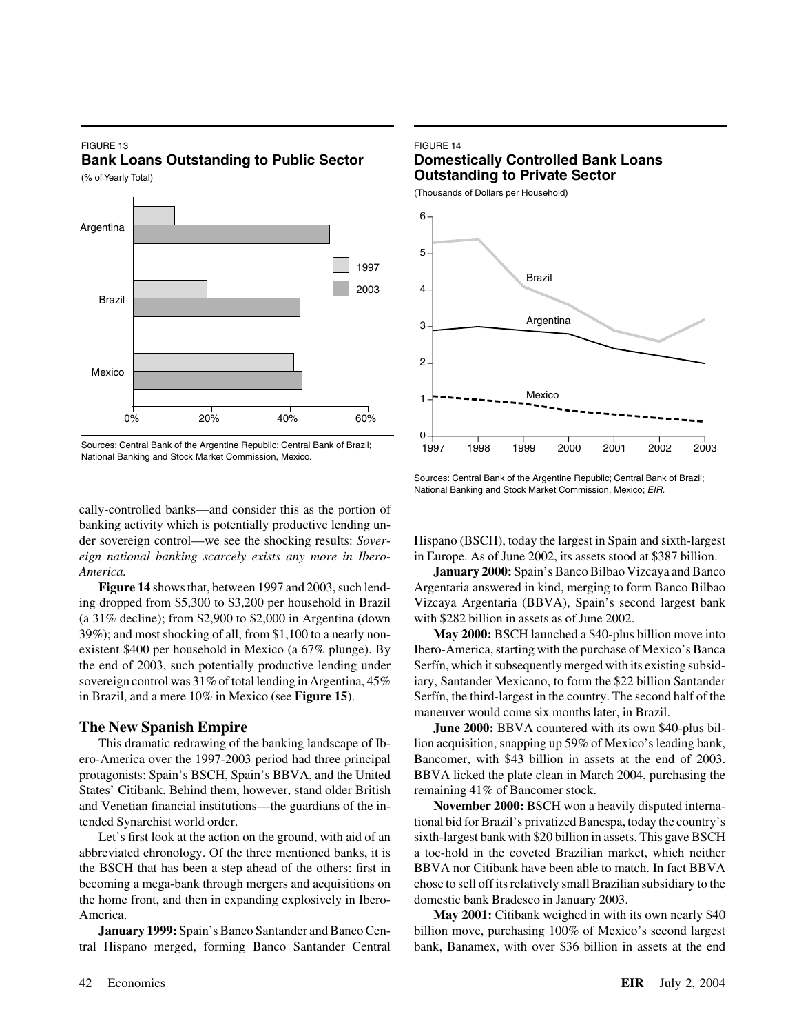FIGURE 13

**Bank Loans Outstanding to Public Sector**

(% of Yearly Total)

Sources: Central Bank of the Argentine Republic; Central Bank of Brazil; National Banking and Stock Market Commission, Mexico.

FIGURE 14

**Domestically Controlled Bank Loans Outstanding to Private Sector**

(Thousands of Dollars per Household)

Sources: Central Bank of the Argentine Republic; Central Bank of Brazil; National Banking and Stock Market Commission, Mexico; *EIR.*

cally-controlled banks—and consider this as the portion of banking activity which is potentially productive lending under sovereign control—we see the shocking results: *Sovereign national banking scarcely exists any more in Ibero-America.*

**Figure 14** shows that, between 1997 and 2003, such lending dropped from $5,300 to $3,200 per household in Brazil (a 31% decline); from $2,900 to $2,000 in Argentina (down 39%); and most shocking of all, from $1,100 to a nearly non-existent $400 per household in Mexico (a 67% plunge). By the end of 2003, such potentially productive lending under sovereign control was 31% of total lending in Argentina, 45% in Brazil, and a mere 10% in Mexico (see **Figure 15**).

## The New Spanish Empire

This dramatic redrawing of the banking landscape of Ibero-America over the 1997-2003 period had three principal protagonists: Spain's BSCH, Spain's BBVA, and the United States' Citibank. Behind them, however, stand older British and Venetian financial institutions—the guardians of the intended Synarchist world order.

Let's first look at the action on the ground, with aid of an abbreviated chronology. Of the three mentioned banks, it is the BSCH that has been a step ahead of the others: first in becoming a mega-bank through mergers and acquisitions on the home front, and then in expanding explosively in Ibero-America.

**January 1999:** Spain's Banco Santander and Banco Central Hispano merged, forming Banco Santander Central Hispano (BSCH), today the largest in Spain and sixth-largest in Europe. As of June 2002, its assets stood at $387 billion.

**January 2000:** Spain's Banco Bilbao Vizcaya and Banco Argentaria answered in kind, merging to form Banco Bilbao Vizcaya Argentaria (BBVA), Spain's second largest bank with $282 billion in assets as of June 2002.

**May 2000:** BSCH launched a $40-plus billion move into Ibero-America, starting with the purchase of Mexico's Banca Serfín, which it subsequently merged with its existing subsidiary, Santander Mexicano, to form the $22 billion Santander Serfín, the third-largest in the country. The second half of the maneuver would come six months later, in Brazil.

**June 2000:** BBVA countered with its own $40-plus billion acquisition, snapping up 59% of Mexico's leading bank, Bancomer, with $43 billion in assets at the end of 2003. BBVA licked the plate clean in March 2004, purchasing the remaining 41% of Bancomer stock.

**November 2000:** BSCH won a heavily disputed international bid for Brazil's privatized Banespa, today the country's sixth-largest bank with $20 billion in assets. This gave BSCH a toe-hold in the coveted Brazilian market, which neither BBVA nor Citibank have been able to match. In fact BBVA chose to sell off its relatively small Brazilian subsidiary to the domestic bank Bradesco in January 2003.

**May 2001:** Citibank weighed in with its own nearly $40 billion move, purchasing 100% of Mexico's second largest bank, Banamex, with over $36 billion in assets at the end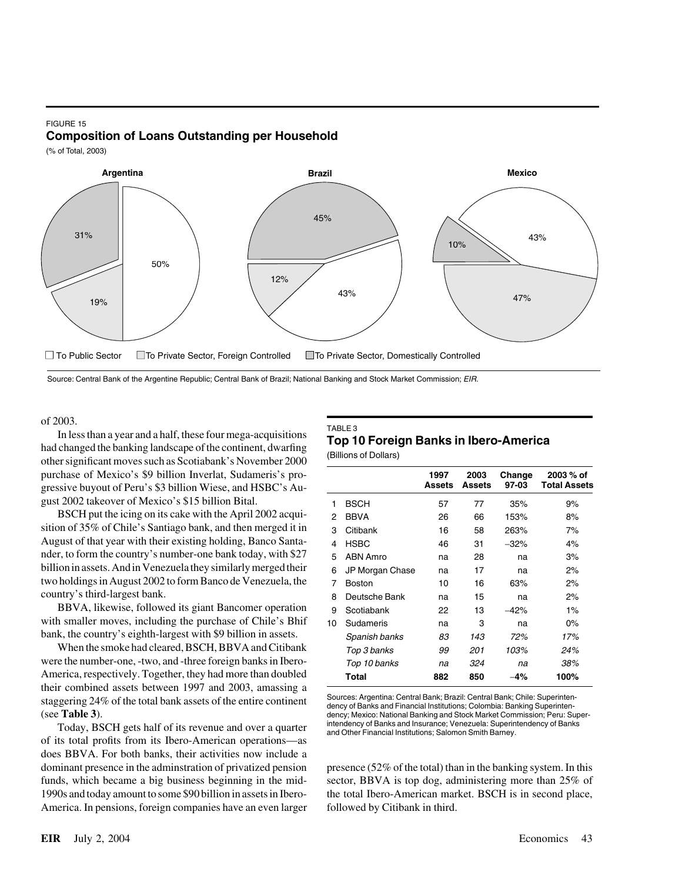FIGURE 15

**Composition of Loans Outstanding per Household**

(% of Total, 2003)

| | To Public Sector | To Private Sector, Foreign Controlled | To Private Sector, Domestically Controlled |
|---|---|---|---|
| Argentina | 50% | 19% | 31% |
| Brazil | 43% | 12% | 45% |
| Mexico | 43% | 47% | 10% |

Source: Central Bank of the Argentine Republic; Central Bank of Brazil; National Banking and Stock Market Commission; *EIR.*

of 2003.

In less than a year and a half, these four mega-acquisitions had changed the banking landscape of the continent, dwarfing other significant moves such as Scotiabank's November 2000 purchase of Mexico's $9 billion Inverlat, Sudameris's progressive buyout of Peru's $3 billion Wiese, and HSBC's August 2002 takeover of Mexico's $15 billion Bital.

BSCH put the icing on its cake with the April 2002 acquisition of 35% of Chile's Santiago bank, and then merged it in August of that year with their existing holding, Banco Santander, to form the country's number-one bank today, with $27 billion in assets. And in Venezuela they similarly merged their two holdings in August 2002 to form Banco de Venezuela, the country's third-largest bank.

BBVA, likewise, followed its giant Bancomer operation with smaller moves, including the purchase of Chile's Bhif bank, the country's eighth-largest with $9 billion in assets.

When the smoke had cleared, BSCH, BBVA and Citibank were the number-one, -two, and -three foreign banks in Ibero-America, respectively. Together, they had more than doubled their combined assets between 1997 and 2003, amassing a staggering 24% of the total bank assets of the entire continent (see **Table 3**).

Today, BSCH gets half of its revenue and over a quarter of its total profits from its Ibero-American operations—as does BBVA. For both banks, their activities now include a dominant presence in the adminstration of privatized pension funds, which became a big business beginning in the mid-1990s and today amount to some $90 billion in assets in Ibero-America. In pensions, foreign companies have an even larger presence (52% of the total) than in the banking system. In this sector, BBVA is top dog, administering more than 25% of the total Ibero-American market. BSCH is in second place, followed by Citibank in third.

TABLE 3

**Top 10 Foreign Banks in Ibero-America**

(Billions of Dollars)

| | | 1997 Assets | 2003 Assets | Change 97-03 | 2003 % of Total Assets |
|---|---|---|---|---|---|
| 1 | BSCH | 57 | 77 | 35% | 9% |
| 2 | BBVA | 26 | 66 | 153% | 8% |
| 3 | Citibank | 16 | 58 | 263% | 7% |
| 4 | HSBC | 46 | 31 | –32% | 4% |
| 5 | ABN Amro | na | 28 | na | 3% |
| 6 | JP Morgan Chase | na | 17 | na | 2% |
| 7 | Boston | 10 | 16 | 63% | 2% |
| 8 | Deutsche Bank | na | 15 | na | 2% |
| 9 | Scotiabank | 22 | 13 | –42% | 1% |
| 10 | Sudameris | na | 3 | na | 0% |
| | *Spanish banks* | *83* | *143* | *72%* | *17%* |
| | *Top 3 banks* | *99* | *201* | *103%* | *24%* |
| | *Top 10 banks* | *na* | *324* | *na* | *38%* |
| | **Total** | **882** | **850** | **–4%** | **100%** |

Sources: Argentina: Central Bank; Brazil: Central Bank; Chile: Superintendency of Banks and Financial Institutions; Colombia: Banking Superintendency; Mexico: National Banking and Stock Market Commission; Peru: Superintendency of Banks and Insurance; Venezuela: Superintendency of Banks and Other Financial Institutions; Salomon Smith Barney.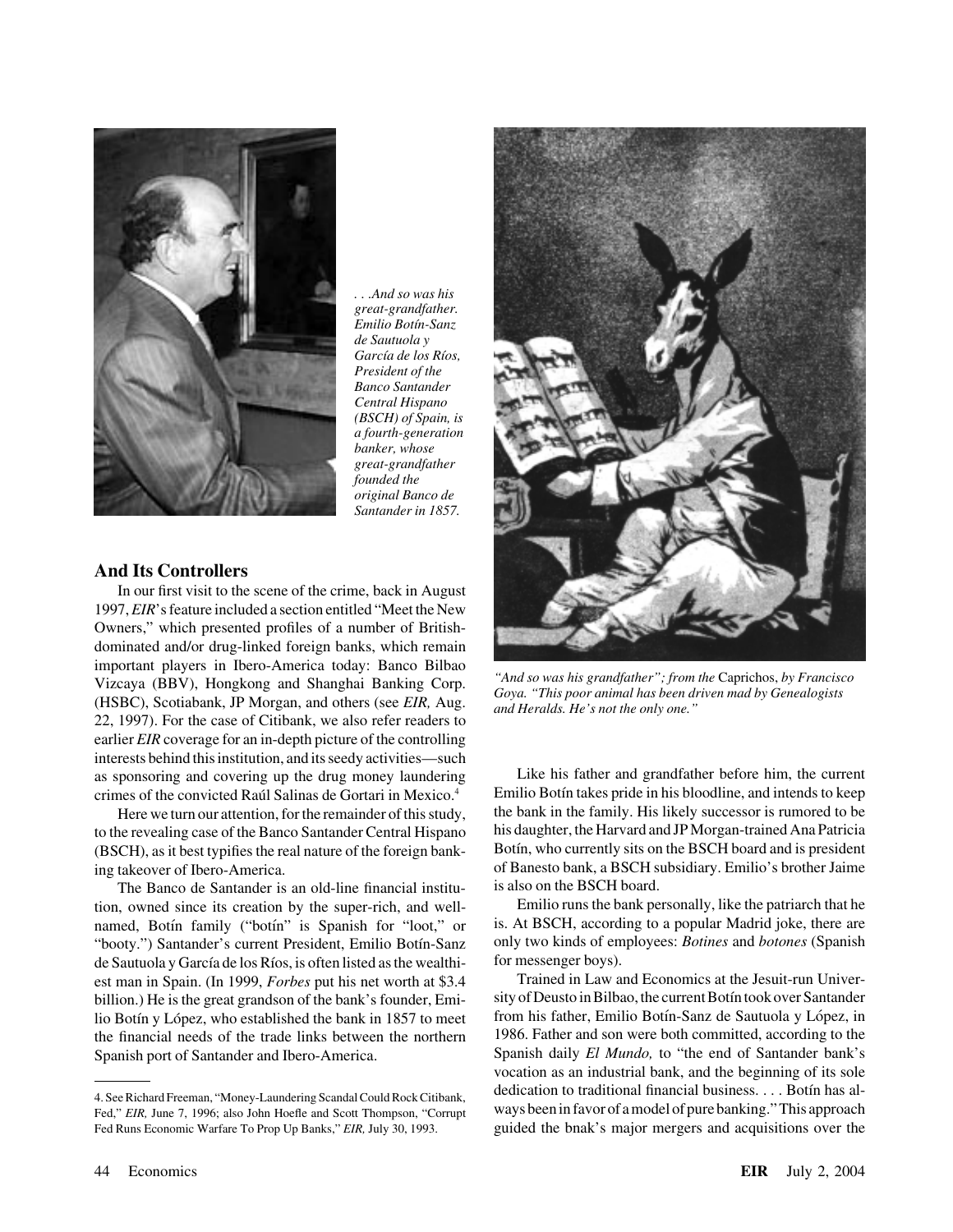. . .*And so was his great-grandfather. Emilio Botín-Sanz de Sautuola y García de los Ríos, President of the Banco Santander Central Hispano (BSCH) of Spain, is a fourth-generation banker, whose great-grandfather founded the original Banco de Santander in 1857.*

*"And so was his grandfather"; from the* Caprichos, *by Francisco Goya. "This poor animal has been driven mad by Genealogists and Heralds. He's not the only one."*

## And Its Controllers

In our first visit to the scene of the crime, back in August 1997, *EIR*'s feature included a section entitled "Meet the New Owners," which presented profiles of a number of British-dominated and/or drug-linked foreign banks, which remain important players in Ibero-America today: Banco Bilbao Vizcaya (BBV), Hongkong and Shanghai Banking Corp. (HSBC), Scotiabank, JP Morgan, and others (see *EIR,* Aug. 22, 1997). For the case of Citibank, we also refer readers to earlier *EIR* coverage for an in-depth picture of the controlling interests behind this institution, and its seedy activities—such as sponsoring and covering up the drug money laundering crimes of the convicted Raúl Salinas de Gortari in Mexico.[4]

Here we turn our attention, for the remainder of this study, to the revealing case of the Banco Santander Central Hispano (BSCH), as it best typifies the real nature of the foreign banking takeover of Ibero-America.

The Banco de Santander is an old-line financial institution, owned since its creation by the super-rich, and well-named, Botín family ("botín" is Spanish for "loot," or "booty.") Santander's current President, Emilio Botín-Sanz de Sautuola y García de los Ríos, is often listed as the wealthiest man in Spain. (In 1999, *Forbes* put his net worth at $3.4 billion.) He is the great grandson of the bank's founder, Emilio Botín y López, who established the bank in 1857 to meet the financial needs of the trade links between the northern Spanish port of Santander and Ibero-America.

Like his father and grandfather before him, the current Emilio Botín takes pride in his bloodline, and intends to keep the bank in the family. His likely successor is rumored to be his daughter, the Harvard and JP Morgan-trained Ana Patricia Botín, who currently sits on the BSCH board and is president of Banesto bank, a BSCH subsidiary. Emilio's brother Jaime is also on the BSCH board.

Emilio runs the bank personally, like the patriarch that he is. At BSCH, according to a popular Madrid joke, there are only two kinds of employees: *Botines* and *botones* (Spanish for messenger boys).

Trained in Law and Economics at the Jesuit-run University of Deusto in Bilbao, the current Botín took over Santander from his father, Emilio Botín-Sanz de Sautuola y López, in 1986. Father and son were both committed, according to the Spanish daily *El Mundo,* to "the end of Santander bank's vocation as an industrial bank, and the beginning of its sole dedication to traditional financial business. . . . Botín has always been in favor of a model of pure banking." This approach guided the bnak's major mergers and acquisitions over the

---

4. See Richard Freeman, "Money-Laundering Scandal Could Rock Citibank, Fed," *EIR,* June 7, 1996; also John Hoefle and Scott Thompson, "Corrupt Fed Runs Economic Warfare To Prop Up Banks," *EIR,* July 30, 1993.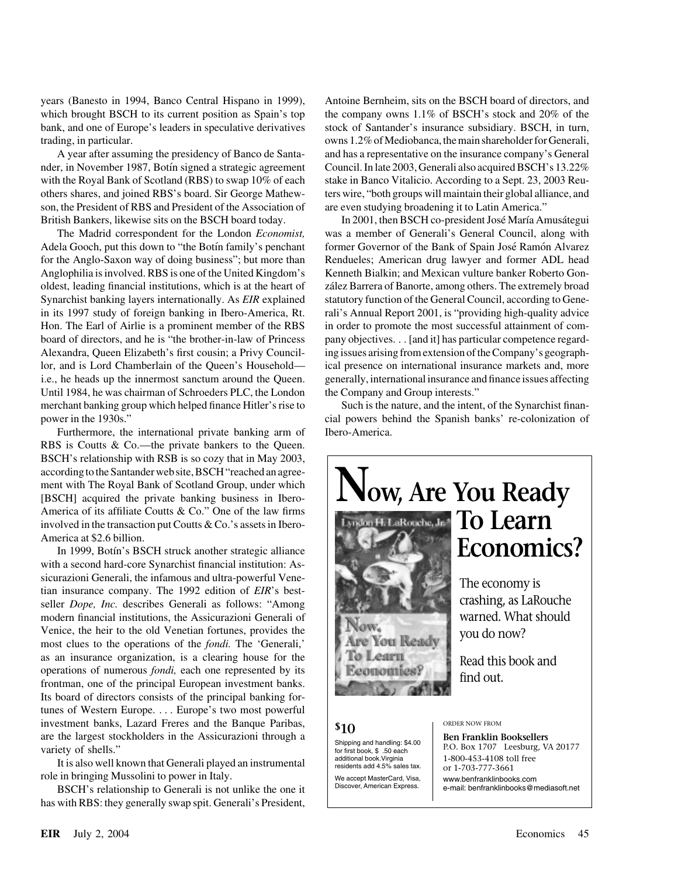years (Banesto in 1994, Banco Central Hispano in 1999), which brought BSCH to its current position as Spain's top bank, and one of Europe's leaders in speculative derivatives trading, in particular.

A year after assuming the presidency of Banco de Santander, in November 1987, Botín signed a strategic agreement with the Royal Bank of Scotland (RBS) to swap 10% of each others shares, and joined RBS's board. Sir George Mathewson, the President of RBS and President of the Association of British Bankers, likewise sits on the BSCH board today.

The Madrid correspondent for the London *Economist,* Adela Gooch, put this down to "the Botín family's penchant for the Anglo-Saxon way of doing business"; but more than Anglophilia is involved. RBS is one of the United Kingdom's oldest, leading financial institutions, which is at the heart of Synarchist banking layers internationally. As *EIR* explained in its 1997 study of foreign banking in Ibero-America, Rt. Hon. The Earl of Airlie is a prominent member of the RBS board of directors, and he is "the brother-in-law of Princess Alexandra, Queen Elizabeth's first cousin; a Privy Councillor, and is Lord Chamberlain of the Queen's Household—i.e., he heads up the innermost sanctum around the Queen. Until 1984, he was chairman of Schroeders PLC, the London merchant banking group which helped finance Hitler's rise to power in the 1930s."

Furthermore, the international private banking arm of RBS is Coutts & Co.—the private bankers to the Queen. BSCH's relationship with RSB is so cozy that in May 2003, according to the Santander web site, BSCH "reached an agreement with The Royal Bank of Scotland Group, under which [BSCH] acquired the private banking business in Ibero-America of its affiliate Coutts & Co." One of the law firms involved in the transaction put Coutts & Co.'s assets in Ibero-America at $2.6 billion.

In 1999, Botín's BSCH struck another strategic alliance with a second hard-core Synarchist financial institution: Assicurazioni Generali, the infamous and ultra-powerful Venetian insurance company. The 1992 edition of *EIR*'s bestseller *Dope, Inc.* describes Generali as follows: "Among modern financial institutions, the Assicurazioni Generali of Venice, the heir to the old Venetian fortunes, provides the most clues to the operations of the *fondi.* The 'Generali,' as an insurance organization, is a clearing house for the operations of numerous *fondi,* each one represented by its frontman, one of the principal European investment banks. Its board of directors consists of the principal banking fortunes of Western Europe. . . . Europe's two most powerful investment banks, Lazard Freres and the Banque Paribas, are the largest stockholders in the Assicurazioni through a variety of shells."

It is also well known that Generali played an instrumental role in bringing Mussolini to power in Italy.

BSCH's relationship to Generali is not unlike the one it has with RBS: they generally swap spit. Generali's President, Antoine Bernheim, sits on the BSCH board of directors, and the company owns 1.1% of BSCH's stock and 20% of the stock of Santander's insurance subsidiary. BSCH, in turn, owns 1.2% of Mediobanca, the main shareholder for Generali, and has a representative on the insurance company's General Council. In late 2003, Generali also acquired BSCH's 13.22% stake in Banco Vitalicio. According to a Sept. 23, 2003 Reuters wire, "both groups will maintain their global alliance, and are even studying broadening it to Latin America."

In 2001, then BSCH co-president José María Amusátegui was a member of Generali's General Council, along with former Governor of the Bank of Spain José Ramón Alvarez Rendueles; American drug lawyer and former ADL head Kenneth Bialkin; and Mexican vulture banker Roberto González Barrera of Banorte, among others. The extremely broad statutory function of the General Council, according to Generali's Annual Report 2001, is "providing high-quality advice in order to promote the most successful attainment of company objectives. . . [and it] has particular competence regarding issues arising from extension of the Company's geographical presence on international insurance markets and, more generally, international insurance and finance issues affecting the Company and Group interests."

Such is the nature, and the intent, of the Synarchist financial powers behind the Spanish banks' re-colonization of Ibero-America.

---

# Now, Are You Ready To Learn Economics?

Lyndon H. LaRouche, Jr.

The economy is crashing, as LaRouche warned. What should you do now?

Read this book and find out.

**$10**

Shipping and handling: $4.00 for first book, $ .50 each additional book. Virginia residents add 4.5% sales tax.

We accept MasterCard, Visa, Discover, American Express.

ORDER NOW FROM

**Ben Franklin Booksellers**
P.O. Box 1707 Leesburg, VA 20177
1-800-453-4108 toll free
or 1-703-777-3661
www.benfranklinbooks.com
e-mail: benfranklinbooks@mediasoft.net